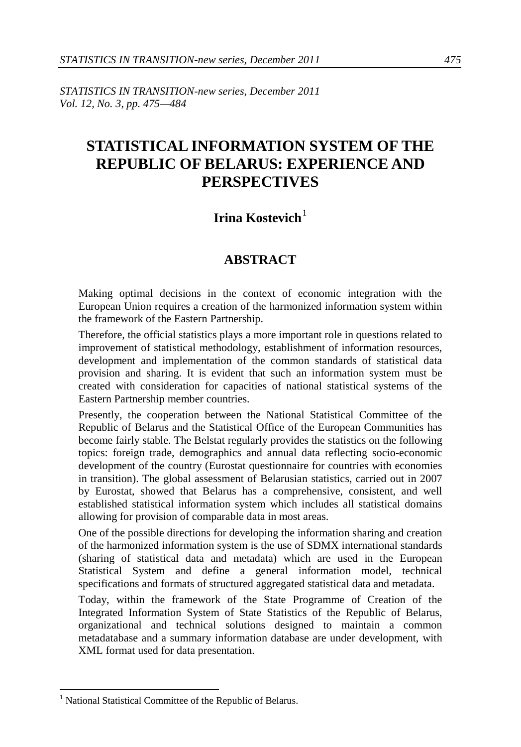*STATISTICS IN TRANSITION-new series, December 2011*
*Vol. 12, No. 3, pp. 475—484*

# STATISTICAL INFORMATION SYSTEM OF THE REPUBLIC OF BELARUS: EXPERIENCE AND PERSPECTIVES

**Irina Kostevich**[1]

## ABSTRACT

Making optimal decisions in the context of economic integration with the European Union requires a creation of the harmonized information system within the framework of the Eastern Partnership.

Therefore, the official statistics plays a more important role in questions related to improvement of statistical methodology, establishment of information resources, development and implementation of the common standards of statistical data provision and sharing. It is evident that such an information system must be created with consideration for capacities of national statistical systems of the Eastern Partnership member countries.

Presently, the cooperation between the National Statistical Committee of the Republic of Belarus and the Statistical Office of the European Communities has become fairly stable. The Belstat regularly provides the statistics on the following topics: foreign trade, demographics and annual data reflecting socio-economic development of the country (Eurostat questionnaire for countries with economies in transition). The global assessment of Belarusian statistics, carried out in 2007 by Eurostat, showed that Belarus has a comprehensive, consistent, and well established statistical information system which includes all statistical domains allowing for provision of comparable data in most areas.

One of the possible directions for developing the information sharing and creation of the harmonized information system is the use of SDMX international standards (sharing of statistical data and metadata) which are used in the European Statistical System and define a general information model, technical specifications and formats of structured aggregated statistical data and metadata.

Today, within the framework of the State Programme of Creation of the Integrated Information System of State Statistics of the Republic of Belarus, organizational and technical solutions designed to maintain a common metadatabase and a summary information database are under development, with XML format used for data presentation.

---

[1] National Statistical Committee of the Republic of Belarus.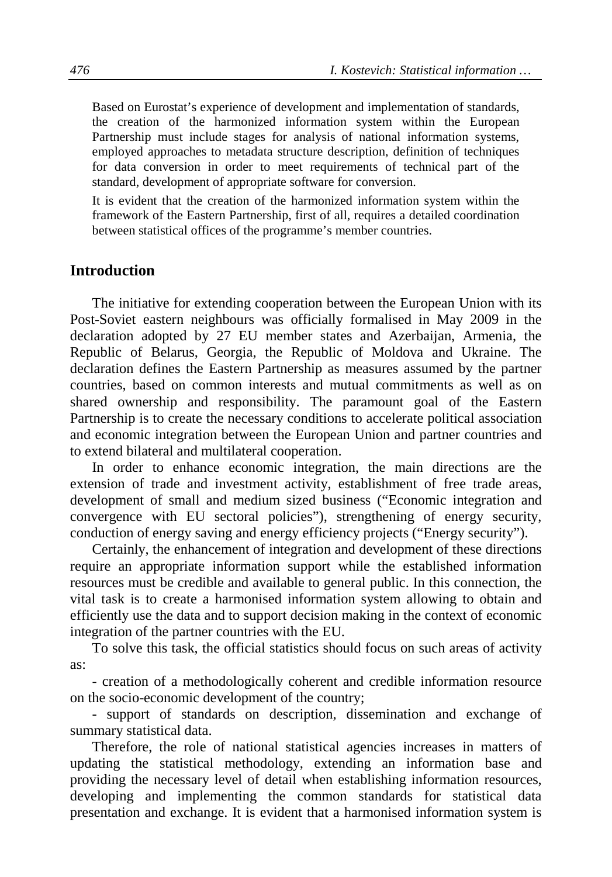Based on Eurostat's experience of development and implementation of standards, the creation of the harmonized information system within the European Partnership must include stages for analysis of national information systems, employed approaches to metadata structure description, definition of techniques for data conversion in order to meet requirements of technical part of the standard, development of appropriate software for conversion.

It is evident that the creation of the harmonized information system within the framework of the Eastern Partnership, first of all, requires a detailed coordination between statistical offices of the programme's member countries.

## Introduction

The initiative for extending cooperation between the European Union with its Post-Soviet eastern neighbours was officially formalised in May 2009 in the declaration adopted by 27 EU member states and Azerbaijan, Armenia, the Republic of Belarus, Georgia, the Republic of Moldova and Ukraine. The declaration defines the Eastern Partnership as measures assumed by the partner countries, based on common interests and mutual commitments as well as on shared ownership and responsibility. The paramount goal of the Eastern Partnership is to create the necessary conditions to accelerate political association and economic integration between the European Union and partner countries and to extend bilateral and multilateral cooperation.

In order to enhance economic integration, the main directions are the extension of trade and investment activity, establishment of free trade areas, development of small and medium sized business ("Economic integration and convergence with EU sectoral policies"), strengthening of energy security, conduction of energy saving and energy efficiency projects ("Energy security").

Certainly, the enhancement of integration and development of these directions require an appropriate information support while the established information resources must be credible and available to general public. In this connection, the vital task is to create a harmonised information system allowing to obtain and efficiently use the data and to support decision making in the context of economic integration of the partner countries with the EU.

To solve this task, the official statistics should focus on such areas of activity as:

- creation of a methodologically coherent and credible information resource on the socio-economic development of the country;

- support of standards on description, dissemination and exchange of summary statistical data.

Therefore, the role of national statistical agencies increases in matters of updating the statistical methodology, extending an information base and providing the necessary level of detail when establishing information resources, developing and implementing the common standards for statistical data presentation and exchange. It is evident that a harmonised information system is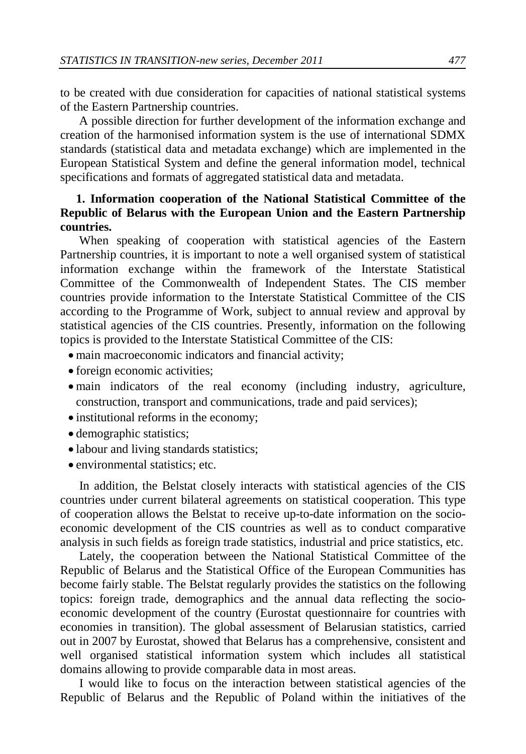to be created with due consideration for capacities of national statistical systems of the Eastern Partnership countries.

A possible direction for further development of the information exchange and creation of the harmonised information system is the use of international SDMX standards (statistical data and metadata exchange) which are implemented in the European Statistical System and define the general information model, technical specifications and formats of aggregated statistical data and metadata.

**1. Information cooperation of the National Statistical Committee of the Republic of Belarus with the European Union and the Eastern Partnership countries.**

When speaking of cooperation with statistical agencies of the Eastern Partnership countries, it is important to note a well organised system of statistical information exchange within the framework of the Interstate Statistical Committee of the Commonwealth of Independent States. The CIS member countries provide information to the Interstate Statistical Committee of the CIS according to the Programme of Work, subject to annual review and approval by statistical agencies of the CIS countries. Presently, information on the following topics is provided to the Interstate Statistical Committee of the CIS:

- main macroeconomic indicators and financial activity;
- foreign economic activities;
- main indicators of the real economy (including industry, agriculture, construction, transport and communications, trade and paid services);
- institutional reforms in the economy;
- demographic statistics;
- labour and living standards statistics;
- environmental statistics; etc.

In addition, the Belstat closely interacts with statistical agencies of the CIS countries under current bilateral agreements on statistical cooperation. This type of cooperation allows the Belstat to receive up-to-date information on the socio-economic development of the CIS countries as well as to conduct comparative analysis in such fields as foreign trade statistics, industrial and price statistics, etc.

Lately, the cooperation between the National Statistical Committee of the Republic of Belarus and the Statistical Office of the European Communities has become fairly stable. The Belstat regularly provides the statistics on the following topics: foreign trade, demographics and the annual data reflecting the socio-economic development of the country (Eurostat questionnaire for countries with economies in transition). The global assessment of Belarusian statistics, carried out in 2007 by Eurostat, showed that Belarus has a comprehensive, consistent and well organised statistical information system which includes all statistical domains allowing to provide comparable data in most areas.

I would like to focus on the interaction between statistical agencies of the Republic of Belarus and the Republic of Poland within the initiatives of the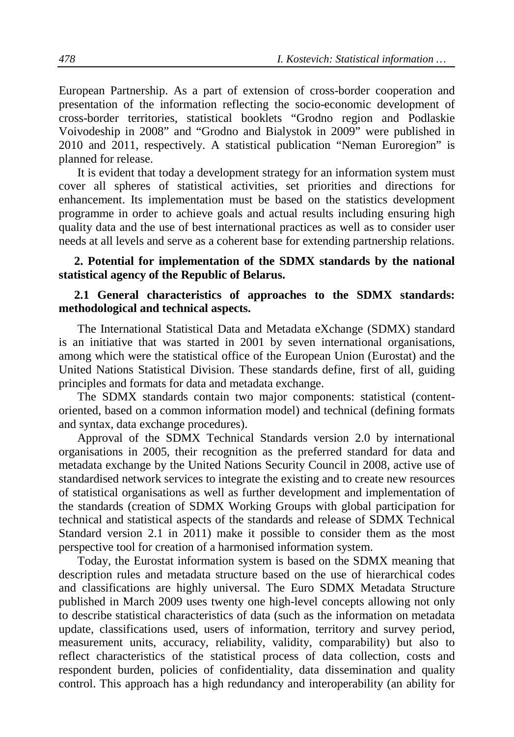European Partnership. As a part of extension of cross-border cooperation and presentation of the information reflecting the socio-economic development of cross-border territories, statistical booklets "Grodno region and Podlaskie Voivodeship in 2008" and "Grodno and Bialystok in 2009" were published in 2010 and 2011, respectively. A statistical publication "Neman Euroregion" is planned for release.

It is evident that today a development strategy for an information system must cover all spheres of statistical activities, set priorities and directions for enhancement. Its implementation must be based on the statistics development programme in order to achieve goals and actual results including ensuring high quality data and the use of best international practices as well as to consider user needs at all levels and serve as a coherent base for extending partnership relations.

## 2. Potential for implementation of the SDMX standards by the national statistical agency of the Republic of Belarus.

### 2.1 General characteristics of approaches to the SDMX standards: methodological and technical aspects.

The International Statistical Data and Metadata eXchange (SDMX) standard is an initiative that was started in 2001 by seven international organisations, among which were the statistical office of the European Union (Eurostat) and the United Nations Statistical Division. These standards define, first of all, guiding principles and formats for data and metadata exchange.

The SDMX standards contain two major components: statistical (content-oriented, based on a common information model) and technical (defining formats and syntax, data exchange procedures).

Approval of the SDMX Technical Standards version 2.0 by international organisations in 2005, their recognition as the preferred standard for data and metadata exchange by the United Nations Security Council in 2008, active use of standardised network services to integrate the existing and to create new resources of statistical organisations as well as further development and implementation of the standards (creation of SDMX Working Groups with global participation for technical and statistical aspects of the standards and release of SDMX Technical Standard version 2.1 in 2011) make it possible to consider them as the most perspective tool for creation of a harmonised information system.

Today, the Eurostat information system is based on the SDMX meaning that description rules and metadata structure based on the use of hierarchical codes and classifications are highly universal. The Euro SDMX Metadata Structure published in March 2009 uses twenty one high-level concepts allowing not only to describe statistical characteristics of data (such as the information on metadata update, classifications used, users of information, territory and survey period, measurement units, accuracy, reliability, validity, comparability) but also to reflect characteristics of the statistical process of data collection, costs and respondent burden, policies of confidentiality, data dissemination and quality control. This approach has a high redundancy and interoperability (an ability for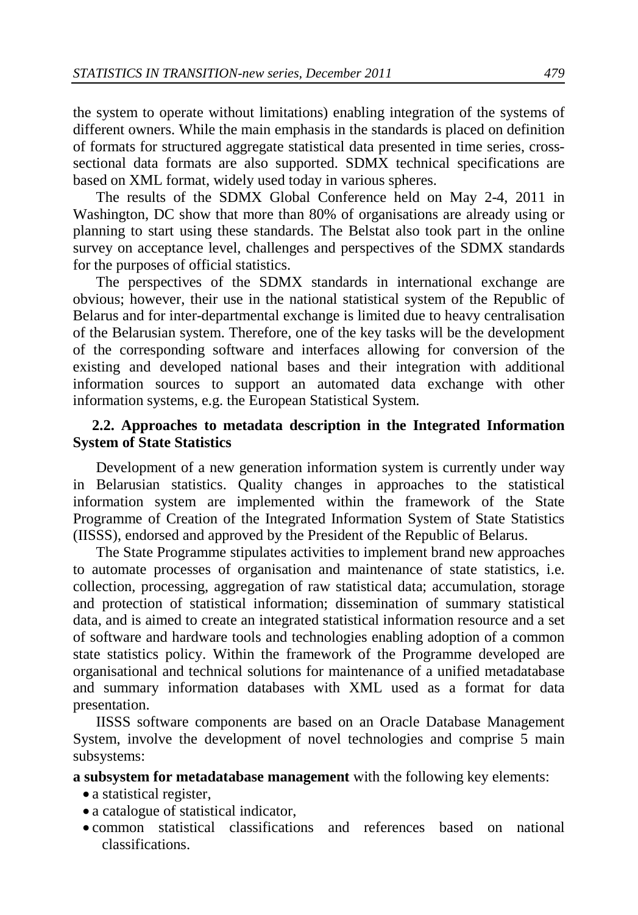the system to operate without limitations) enabling integration of the systems of different owners. While the main emphasis in the standards is placed on definition of formats for structured aggregate statistical data presented in time series, cross-sectional data formats are also supported. SDMX technical specifications are based on XML format, widely used today in various spheres.

The results of the SDMX Global Conference held on May 2-4, 2011 in Washington, DC show that more than 80% of organisations are already using or planning to start using these standards. The Belstat also took part in the online survey on acceptance level, challenges and perspectives of the SDMX standards for the purposes of official statistics.

The perspectives of the SDMX standards in international exchange are obvious; however, their use in the national statistical system of the Republic of Belarus and for inter-departmental exchange is limited due to heavy centralisation of the Belarusian system. Therefore, one of the key tasks will be the development of the corresponding software and interfaces allowing for conversion of the existing and developed national bases and their integration with additional information sources to support an automated data exchange with other information systems, e.g. the European Statistical System.

### 2.2. Approaches to metadata description in the Integrated Information System of State Statistics

Development of a new generation information system is currently under way in Belarusian statistics. Quality changes in approaches to the statistical information system are implemented within the framework of the State Programme of Creation of the Integrated Information System of State Statistics (IISSS), endorsed and approved by the President of the Republic of Belarus.

The State Programme stipulates activities to implement brand new approaches to automate processes of organisation and maintenance of state statistics, i.e. collection, processing, aggregation of raw statistical data; accumulation, storage and protection of statistical information; dissemination of summary statistical data, and is aimed to create an integrated statistical information resource and a set of software and hardware tools and technologies enabling adoption of a common state statistics policy. Within the framework of the Programme developed are organisational and technical solutions for maintenance of a unified metadatabase and summary information databases with XML used as a format for data presentation.

IISSS software components are based on an Oracle Database Management System, involve the development of novel technologies and comprise 5 main subsystems:

**a subsystem for metadatabase management** with the following key elements:

- a statistical register,
- a catalogue of statistical indicator,
- common statistical classifications and references based on national classifications.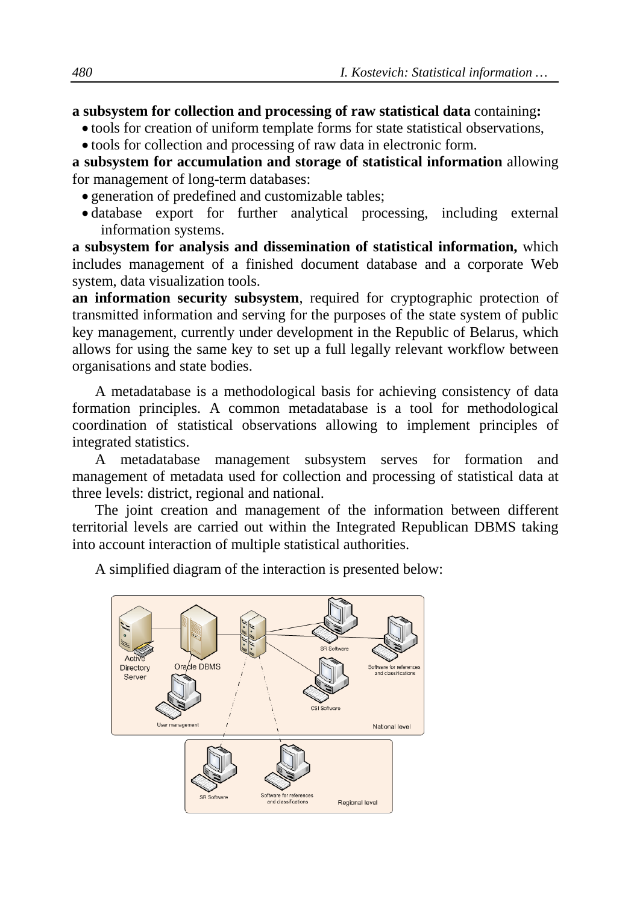**a subsystem for collection and processing of raw statistical data** containing**:**

- tools for creation of uniform template forms for state statistical observations,
- tools for collection and processing of raw data in electronic form.

**a subsystem for accumulation and storage of statistical information** allowing for management of long-term databases:

- generation of predefined and customizable tables;
- database export for further analytical processing, including external information systems.

**a subsystem for analysis and dissemination of statistical information,** which includes management of a finished document database and a corporate Web system, data visualization tools.

**an information security subsystem**, required for cryptographic protection of transmitted information and serving for the purposes of the state system of public key management, currently under development in the Republic of Belarus, which allows for using the same key to set up a full legally relevant workflow between organisations and state bodies.

A metadatabase is a methodological basis for achieving consistency of data formation principles. A common metadatabase is a tool for methodological coordination of statistical observations allowing to implement principles of integrated statistics.

A metadatabase management subsystem serves for formation and management of metadata used for collection and processing of statistical data at three levels: district, regional and national.

The joint creation and management of the information between different territorial levels are carried out within the Integrated Republican DBMS taking into account interaction of multiple statistical authorities.

A simplified diagram of the interaction is presented below:

Active Directory Server | Oracle DBMS | SR Software | Software for references and classifications | CSI Software | User management | National level

SR Software | Software for references and classifications | Regional level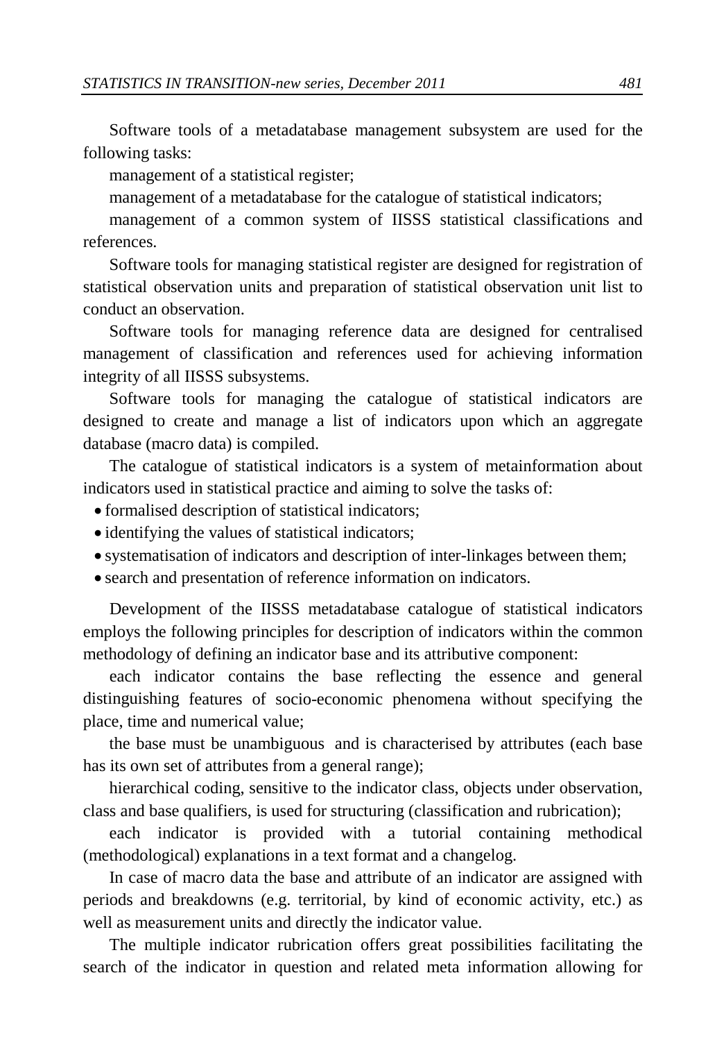Software tools of a metadatabase management subsystem are used for the following tasks:

management of a statistical register;

management of a metadatabase for the catalogue of statistical indicators;

management of a common system of IISSS statistical classifications and references.

Software tools for managing statistical register are designed for registration of statistical observation units and preparation of statistical observation unit list to conduct an observation.

Software tools for managing reference data are designed for centralised management of classification and references used for achieving information integrity of all IISSS subsystems.

Software tools for managing the catalogue of statistical indicators are designed to create and manage a list of indicators upon which an aggregate database (macro data) is compiled.

The catalogue of statistical indicators is a system of metainformation about indicators used in statistical practice and aiming to solve the tasks of:

- formalised description of statistical indicators;
- identifying the values of statistical indicators;
- systematisation of indicators and description of inter-linkages between them;
- search and presentation of reference information on indicators.

Development of the IISSS metadatabase catalogue of statistical indicators employs the following principles for description of indicators within the common methodology of defining an indicator base and its attributive component:

each indicator contains the base reflecting the essence and general distinguishing features of socio-economic phenomena without specifying the place, time and numerical value;

the base must be unambiguous and is characterised by attributes (each base has its own set of attributes from a general range);

hierarchical coding, sensitive to the indicator class, objects under observation, class and base qualifiers, is used for structuring (classification and rubrication);

each indicator is provided with a tutorial containing methodical (methodological) explanations in a text format and a changelog.

In case of macro data the base and attribute of an indicator are assigned with periods and breakdowns (e.g. territorial, by kind of economic activity, etc.) as well as measurement units and directly the indicator value.

The multiple indicator rubrication offers great possibilities facilitating the search of the indicator in question and related meta information allowing for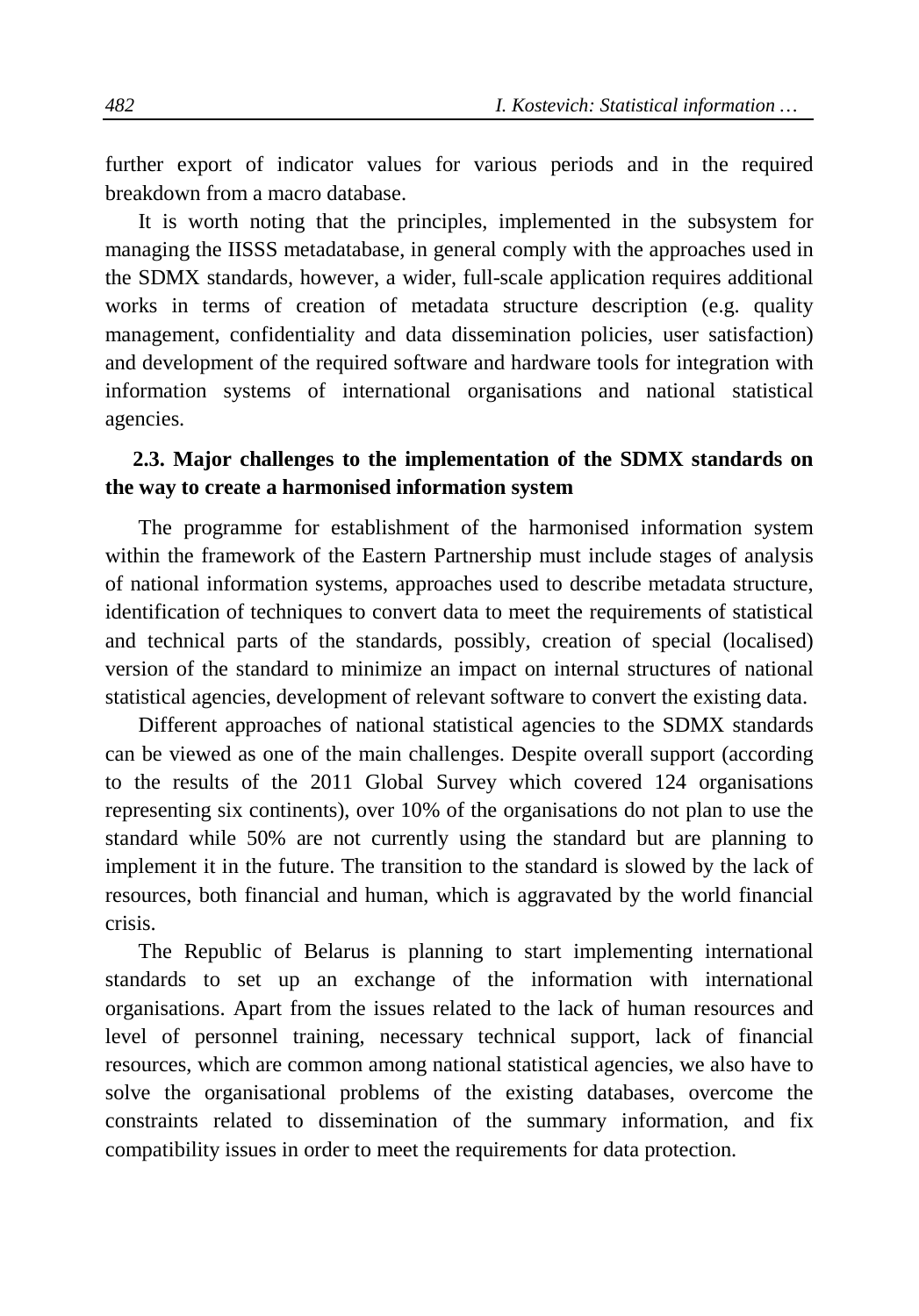further export of indicator values for various periods and in the required breakdown from a macro database.

It is worth noting that the principles, implemented in the subsystem for managing the IISSS metadatabase, in general comply with the approaches used in the SDMX standards, however, a wider, full-scale application requires additional works in terms of creation of metadata structure description (e.g. quality management, confidentiality and data dissemination policies, user satisfaction) and development of the required software and hardware tools for integration with information systems of international organisations and national statistical agencies.

### 2.3. Major challenges to the implementation of the SDMX standards on the way to create a harmonised information system

The programme for establishment of the harmonised information system within the framework of the Eastern Partnership must include stages of analysis of national information systems, approaches used to describe metadata structure, identification of techniques to convert data to meet the requirements of statistical and technical parts of the standards, possibly, creation of special (localised) version of the standard to minimize an impact on internal structures of national statistical agencies, development of relevant software to convert the existing data.

Different approaches of national statistical agencies to the SDMX standards can be viewed as one of the main challenges. Despite overall support (according to the results of the 2011 Global Survey which covered 124 organisations representing six continents), over 10% of the organisations do not plan to use the standard while 50% are not currently using the standard but are planning to implement it in the future. The transition to the standard is slowed by the lack of resources, both financial and human, which is aggravated by the world financial crisis.

The Republic of Belarus is planning to start implementing international standards to set up an exchange of the information with international organisations. Apart from the issues related to the lack of human resources and level of personnel training, necessary technical support, lack of financial resources, which are common among national statistical agencies, we also have to solve the organisational problems of the existing databases, overcome the constraints related to dissemination of the summary information, and fix compatibility issues in order to meet the requirements for data protection.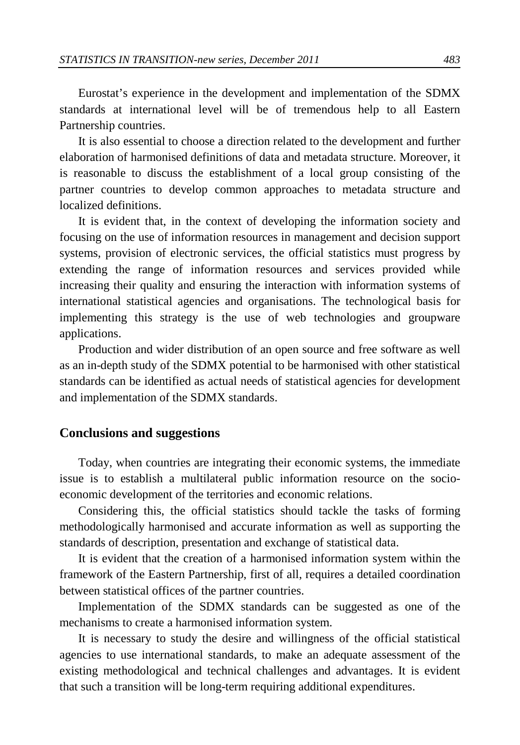Eurostat's experience in the development and implementation of the SDMX standards at international level will be of tremendous help to all Eastern Partnership countries.

It is also essential to choose a direction related to the development and further elaboration of harmonised definitions of data and metadata structure. Moreover, it is reasonable to discuss the establishment of a local group consisting of the partner countries to develop common approaches to metadata structure and localized definitions.

It is evident that, in the context of developing the information society and focusing on the use of information resources in management and decision support systems, provision of electronic services, the official statistics must progress by extending the range of information resources and services provided while increasing their quality and ensuring the interaction with information systems of international statistical agencies and organisations. The technological basis for implementing this strategy is the use of web technologies and groupware applications.

Production and wider distribution of an open source and free software as well as an in-depth study of the SDMX potential to be harmonised with other statistical standards can be identified as actual needs of statistical agencies for development and implementation of the SDMX standards.

## Conclusions and suggestions

Today, when countries are integrating their economic systems, the immediate issue is to establish a multilateral public information resource on the socio-economic development of the territories and economic relations.

Considering this, the official statistics should tackle the tasks of forming methodologically harmonised and accurate information as well as supporting the standards of description, presentation and exchange of statistical data.

It is evident that the creation of a harmonised information system within the framework of the Eastern Partnership, first of all, requires a detailed coordination between statistical offices of the partner countries.

Implementation of the SDMX standards can be suggested as one of the mechanisms to create a harmonised information system.

It is necessary to study the desire and willingness of the official statistical agencies to use international standards, to make an adequate assessment of the existing methodological and technical challenges and advantages. It is evident that such a transition will be long-term requiring additional expenditures.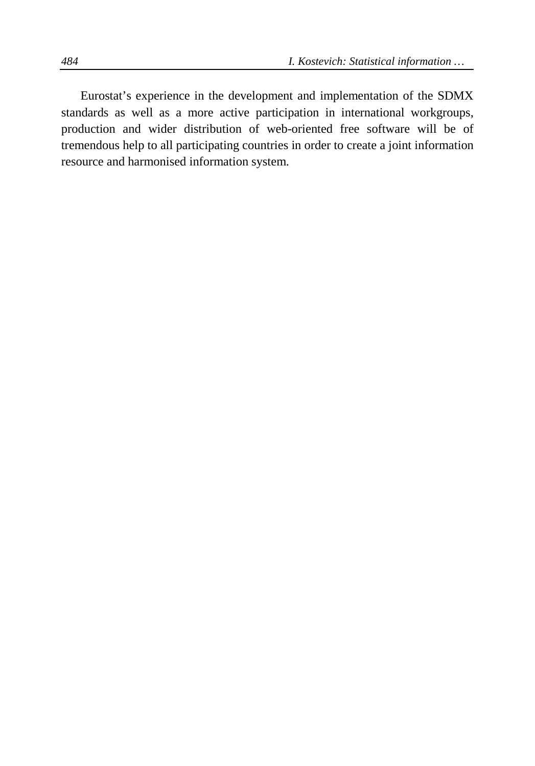Eurostat’s experience in the development and implementation of the SDMX standards as well as a more active participation in international workgroups, production and wider distribution of web-oriented free software will be of tremendous help to all participating countries in order to create a joint information resource and harmonised information system.